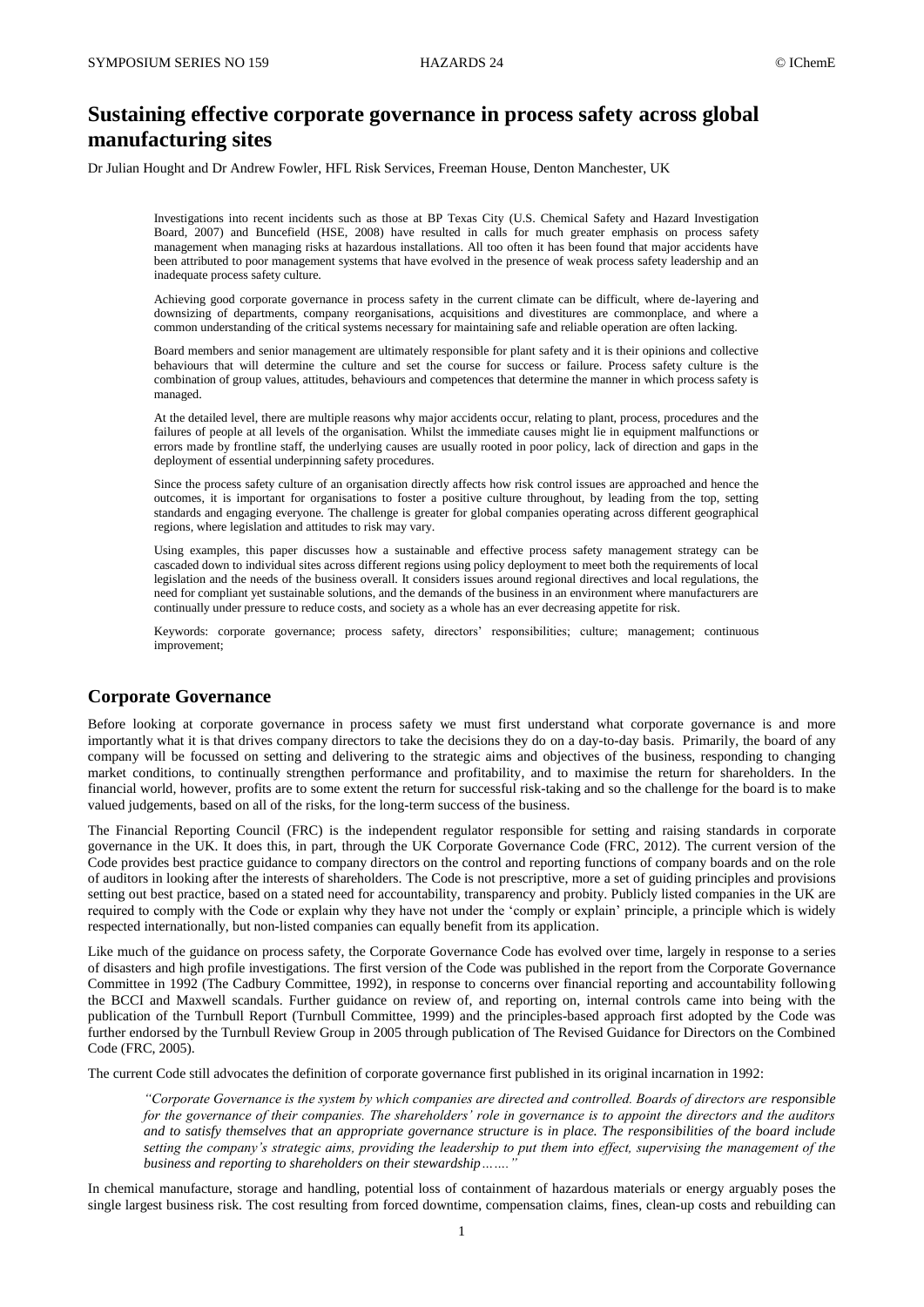# Sustaining effective corporate governance in process safety across global manufacturing sites

Dr Julian Hought and Dr Andrew Fowler, HFL Risk Services, Freeman House, Denton Manchester, UK

Investigations into recent incidents such as those at BP Texas City (U.S. Chemical Safety and Hazard Investigation Board, 2007) and Buncefield (HSE, 2008) have resulted in calls for much greater emphasis on process safety management when managing risks at hazardous installations. All too often it has been found that major accidents have been attributed to poor management systems that have evolved in the presence of weak process safety leadership and an inadequate process safety culture.

Achieving good corporate governance in process safety in the current climate can be difficult, where de-layering and downsizing of departments, company reorganisations, acquisitions and divestitures are commonplace, and where a common understanding of the critical systems necessary for maintaining safe and reliable operation are often lacking.

Board members and senior management are ultimately responsible for plant safety and it is their opinions and collective behaviours that will determine the culture and set the course for success or failure. Process safety culture is the combination of group values, attitudes, behaviours and competences that determine the manner in which process safety is managed.

At the detailed level, there are multiple reasons why major accidents occur, relating to plant, process, procedures and the failures of people at all levels of the organisation. Whilst the immediate causes might lie in equipment malfunctions or errors made by frontline staff, the underlying causes are usually rooted in poor policy, lack of direction and gaps in the deployment of essential underpinning safety procedures.

Since the process safety culture of an organisation directly affects how risk control issues are approached and hence the outcomes, it is important for organisations to foster a positive culture throughout, by leading from the top, setting standards and engaging everyone. The challenge is greater for global companies operating across different geographical regions, where legislation and attitudes to risk may vary.

Using examples, this paper discusses how a sustainable and effective process safety management strategy can be cascaded down to individual sites across different regions using policy deployment to meet both the requirements of local legislation and the needs of the business overall. It considers issues around regional directives and local regulations, the need for compliant yet sustainable solutions, and the demands of the business in an environment where manufacturers are continually under pressure to reduce costs, and society as a whole has an ever decreasing appetite for risk.

Keywords: corporate governance; process safety, directors' responsibilities; culture; management; continuous improvement;

## Corporate Governance

Before looking at corporate governance in process safety we must first understand what corporate governance is and more importantly what it is that drives company directors to take the decisions they do on a day-to-day basis. Primarily, the board of any company will be focussed on setting and delivering to the strategic aims and objectives of the business, responding to changing market conditions, to continually strengthen performance and profitability, and to maximise the return for shareholders. In the financial world, however, profits are to some extent the return for successful risk-taking and so the challenge for the board is to make valued judgements, based on all of the risks, for the long-term success of the business.

The Financial Reporting Council (FRC) is the independent regulator responsible for setting and raising standards in corporate governance in the UK. It does this, in part, through the UK Corporate Governance Code (FRC, 2012). The current version of the Code provides best practice guidance to company directors on the control and reporting functions of company boards and on the role of auditors in looking after the interests of shareholders. The Code is not prescriptive, more a set of guiding principles and provisions setting out best practice, based on a stated need for accountability, transparency and probity. Publicly listed companies in the UK are required to comply with the Code or explain why they have not under the 'comply or explain' principle, a principle which is widely respected internationally, but non-listed companies can equally benefit from its application.

Like much of the guidance on process safety, the Corporate Governance Code has evolved over time, largely in response to a series of disasters and high profile investigations. The first version of the Code was published in the report from the Corporate Governance Committee in 1992 (The Cadbury Committee, 1992), in response to concerns over financial reporting and accountability following the BCCI and Maxwell scandals. Further guidance on review of, and reporting on, internal controls came into being with the publication of the Turnbull Report (Turnbull Committee, 1999) and the principles-based approach first adopted by the Code was further endorsed by the Turnbull Review Group in 2005 through publication of The Revised Guidance for Directors on the Combined Code (FRC, 2005).

The current Code still advocates the definition of corporate governance first published in its original incarnation in 1992:

> *"Corporate Governance is the system by which companies are directed and controlled. Boards of directors are responsible for the governance of their companies. The shareholders' role in governance is to appoint the directors and the auditors and to satisfy themselves that an appropriate governance structure is in place. The responsibilities of the board include setting the company's strategic aims, providing the leadership to put them into effect, supervising the management of the business and reporting to shareholders on their stewardship……."*

In chemical manufacture, storage and handling, potential loss of containment of hazardous materials or energy arguably poses the single largest business risk. The cost resulting from forced downtime, compensation claims, fines, clean-up costs and rebuilding can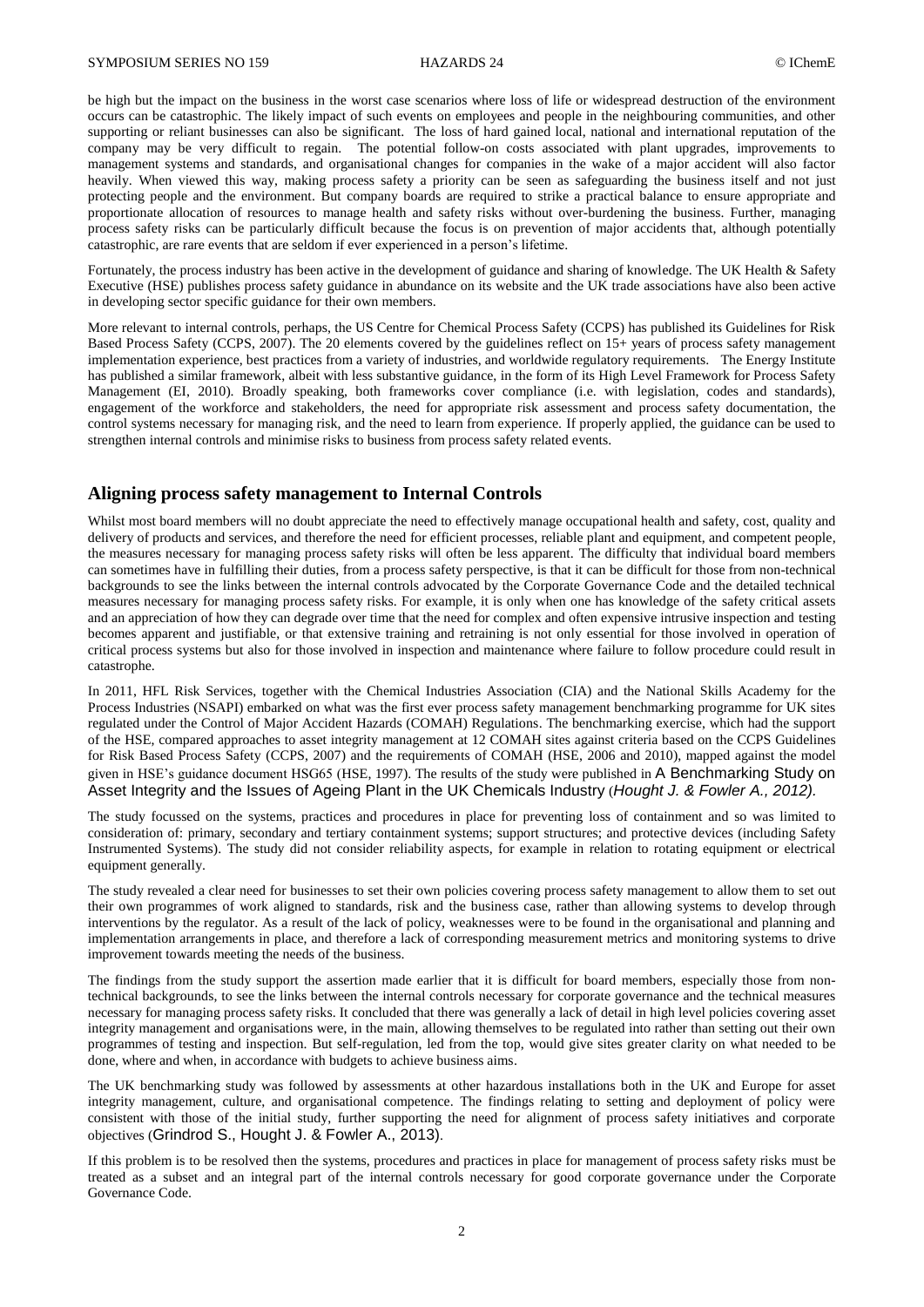be high but the impact on the business in the worst case scenarios where loss of life or widespread destruction of the environment occurs can be catastrophic. The likely impact of such events on employees and people in the neighbouring communities, and other supporting or reliant businesses can also be significant. The loss of hard gained local, national and international reputation of the company may be very difficult to regain. The potential follow-on costs associated with plant upgrades, improvements to management systems and standards, and organisational changes for companies in the wake of a major accident will also factor heavily. When viewed this way, making process safety a priority can be seen as safeguarding the business itself and not just protecting people and the environment. But company boards are required to strike a practical balance to ensure appropriate and proportionate allocation of resources to manage health and safety risks without over-burdening the business. Further, managing process safety risks can be particularly difficult because the focus is on prevention of major accidents that, although potentially catastrophic, are rare events that are seldom if ever experienced in a person's lifetime.

Fortunately, the process industry has been active in the development of guidance and sharing of knowledge. The UK Health & Safety Executive (HSE) publishes process safety guidance in abundance on its website and the UK trade associations have also been active in developing sector specific guidance for their own members.

More relevant to internal controls, perhaps, the US Centre for Chemical Process Safety (CCPS) has published its Guidelines for Risk Based Process Safety (CCPS, 2007). The 20 elements covered by the guidelines reflect on 15+ years of process safety management implementation experience, best practices from a variety of industries, and worldwide regulatory requirements. The Energy Institute has published a similar framework, albeit with less substantive guidance, in the form of its High Level Framework for Process Safety Management (EI, 2010). Broadly speaking, both frameworks cover compliance (i.e. with legislation, codes and standards), engagement of the workforce and stakeholders, the need for appropriate risk assessment and process safety documentation, the control systems necessary for managing risk, and the need to learn from experience. If properly applied, the guidance can be used to strengthen internal controls and minimise risks to business from process safety related events.

## Aligning process safety management to Internal Controls

Whilst most board members will no doubt appreciate the need to effectively manage occupational health and safety, cost, quality and delivery of products and services, and therefore the need for efficient processes, reliable plant and equipment, and competent people, the measures necessary for managing process safety risks will often be less apparent. The difficulty that individual board members can sometimes have in fulfilling their duties, from a process safety perspective, is that it can be difficult for those from non-technical backgrounds to see the links between the internal controls advocated by the Corporate Governance Code and the detailed technical measures necessary for managing process safety risks. For example, it is only when one has knowledge of the safety critical assets and an appreciation of how they can degrade over time that the need for complex and often expensive intrusive inspection and testing becomes apparent and justifiable, or that extensive training and retraining is not only essential for those involved in operation of critical process systems but also for those involved in inspection and maintenance where failure to follow procedure could result in catastrophe.

In 2011, HFL Risk Services, together with the Chemical Industries Association (CIA) and the National Skills Academy for the Process Industries (NSAPI) embarked on what was the first ever process safety management benchmarking programme for UK sites regulated under the Control of Major Accident Hazards (COMAH) Regulations. The benchmarking exercise, which had the support of the HSE, compared approaches to asset integrity management at 12 COMAH sites against criteria based on the CCPS Guidelines for Risk Based Process Safety (CCPS, 2007) and the requirements of COMAH (HSE, 2006 and 2010), mapped against the model given in HSE's guidance document HSG65 (HSE, 1997). The results of the study were published in A Benchmarking Study on Asset Integrity and the Issues of Ageing Plant in the UK Chemicals Industry (*Hought J. & Fowler A., 2012).*

The study focussed on the systems, practices and procedures in place for preventing loss of containment and so was limited to consideration of: primary, secondary and tertiary containment systems; support structures; and protective devices (including Safety Instrumented Systems). The study did not consider reliability aspects, for example in relation to rotating equipment or electrical equipment generally.

The study revealed a clear need for businesses to set their own policies covering process safety management to allow them to set out their own programmes of work aligned to standards, risk and the business case, rather than allowing systems to develop through interventions by the regulator. As a result of the lack of policy, weaknesses were to be found in the organisational and planning and implementation arrangements in place, and therefore a lack of corresponding measurement metrics and monitoring systems to drive improvement towards meeting the needs of the business.

The findings from the study support the assertion made earlier that it is difficult for board members, especially those from non-technical backgrounds, to see the links between the internal controls necessary for corporate governance and the technical measures necessary for managing process safety risks. It concluded that there was generally a lack of detail in high level policies covering asset integrity management and organisations were, in the main, allowing themselves to be regulated into rather than setting out their own programmes of testing and inspection. But self-regulation, led from the top, would give sites greater clarity on what needed to be done, where and when, in accordance with budgets to achieve business aims.

The UK benchmarking study was followed by assessments at other hazardous installations both in the UK and Europe for asset integrity management, culture, and organisational competence. The findings relating to setting and deployment of policy were consistent with those of the initial study, further supporting the need for alignment of process safety initiatives and corporate objectives (Grindrod S., Hought J. & Fowler A., 2013).

If this problem is to be resolved then the systems, procedures and practices in place for management of process safety risks must be treated as a subset and an integral part of the internal controls necessary for good corporate governance under the Corporate Governance Code.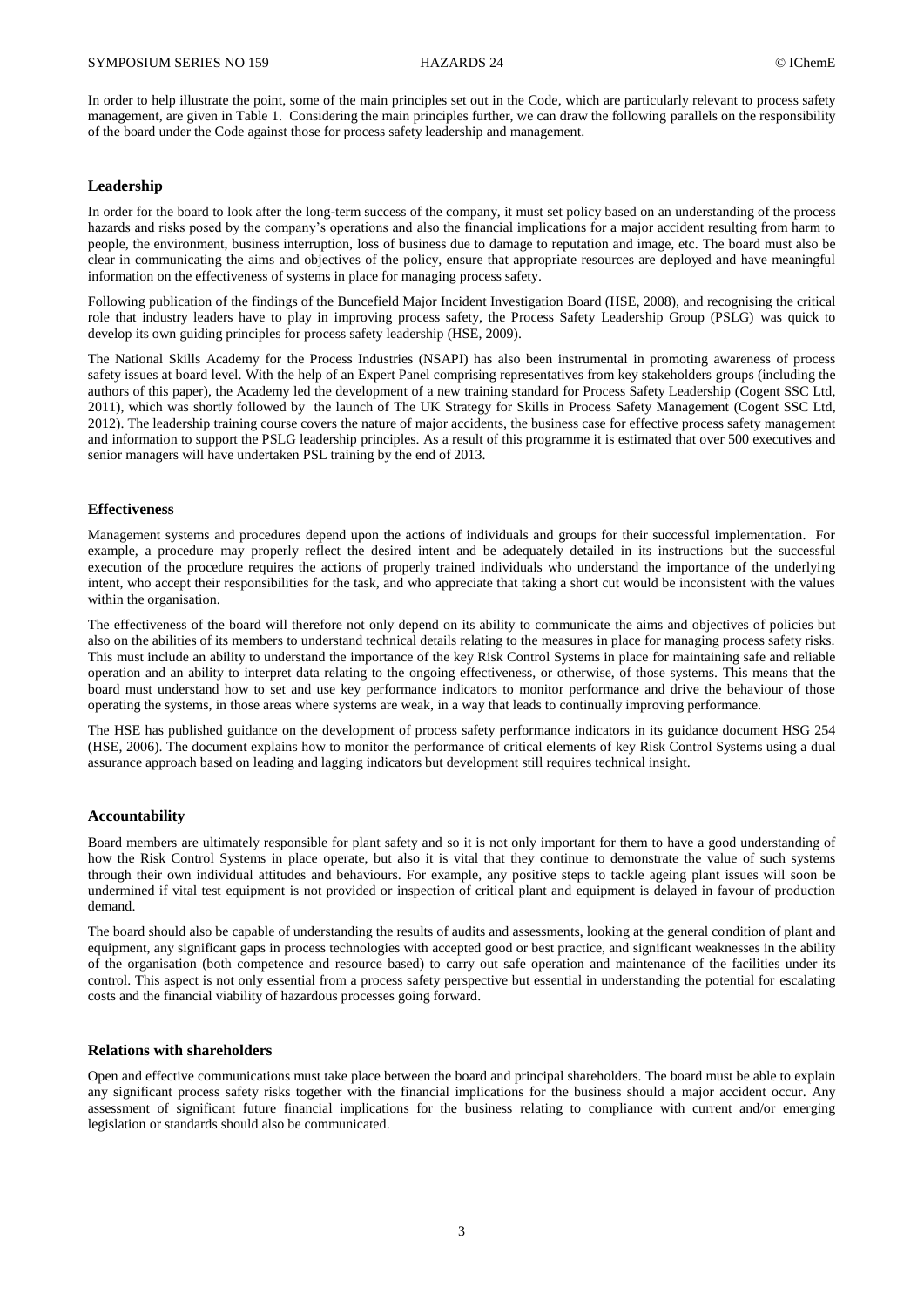In order to help illustrate the point, some of the main principles set out in the Code, which are particularly relevant to process safety management, are given in Table 1. Considering the main principles further, we can draw the following parallels on the responsibility of the board under the Code against those for process safety leadership and management.

## Leadership

In order for the board to look after the long-term success of the company, it must set policy based on an understanding of the process hazards and risks posed by the company's operations and also the financial implications for a major accident resulting from harm to people, the environment, business interruption, loss of business due to damage to reputation and image, etc. The board must also be clear in communicating the aims and objectives of the policy, ensure that appropriate resources are deployed and have meaningful information on the effectiveness of systems in place for managing process safety.

Following publication of the findings of the Buncefield Major Incident Investigation Board (HSE, 2008), and recognising the critical role that industry leaders have to play in improving process safety, the Process Safety Leadership Group (PSLG) was quick to develop its own guiding principles for process safety leadership (HSE, 2009).

The National Skills Academy for the Process Industries (NSAPI) has also been instrumental in promoting awareness of process safety issues at board level. With the help of an Expert Panel comprising representatives from key stakeholders groups (including the authors of this paper), the Academy led the development of a new training standard for Process Safety Leadership (Cogent SSC Ltd, 2011), which was shortly followed by the launch of The UK Strategy for Skills in Process Safety Management (Cogent SSC Ltd, 2012). The leadership training course covers the nature of major accidents, the business case for effective process safety management and information to support the PSLG leadership principles. As a result of this programme it is estimated that over 500 executives and senior managers will have undertaken PSL training by the end of 2013.

## Effectiveness

Management systems and procedures depend upon the actions of individuals and groups for their successful implementation. For example, a procedure may properly reflect the desired intent and be adequately detailed in its instructions but the successful execution of the procedure requires the actions of properly trained individuals who understand the importance of the underlying intent, who accept their responsibilities for the task, and who appreciate that taking a short cut would be inconsistent with the values within the organisation.

The effectiveness of the board will therefore not only depend on its ability to communicate the aims and objectives of policies but also on the abilities of its members to understand technical details relating to the measures in place for managing process safety risks. This must include an ability to understand the importance of the key Risk Control Systems in place for maintaining safe and reliable operation and an ability to interpret data relating to the ongoing effectiveness, or otherwise, of those systems. This means that the board must understand how to set and use key performance indicators to monitor performance and drive the behaviour of those operating the systems, in those areas where systems are weak, in a way that leads to continually improving performance.

The HSE has published guidance on the development of process safety performance indicators in its guidance document HSG 254 (HSE, 2006). The document explains how to monitor the performance of critical elements of key Risk Control Systems using a dual assurance approach based on leading and lagging indicators but development still requires technical insight.

## Accountability

Board members are ultimately responsible for plant safety and so it is not only important for them to have a good understanding of how the Risk Control Systems in place operate, but also it is vital that they continue to demonstrate the value of such systems through their own individual attitudes and behaviours. For example, any positive steps to tackle ageing plant issues will soon be undermined if vital test equipment is not provided or inspection of critical plant and equipment is delayed in favour of production demand.

The board should also be capable of understanding the results of audits and assessments, looking at the general condition of plant and equipment, any significant gaps in process technologies with accepted good or best practice, and significant weaknesses in the ability of the organisation (both competence and resource based) to carry out safe operation and maintenance of the facilities under its control. This aspect is not only essential from a process safety perspective but essential in understanding the potential for escalating costs and the financial viability of hazardous processes going forward.

## Relations with shareholders

Open and effective communications must take place between the board and principal shareholders. The board must be able to explain any significant process safety risks together with the financial implications for the business should a major accident occur. Any assessment of significant future financial implications for the business relating to compliance with current and/or emerging legislation or standards should also be communicated.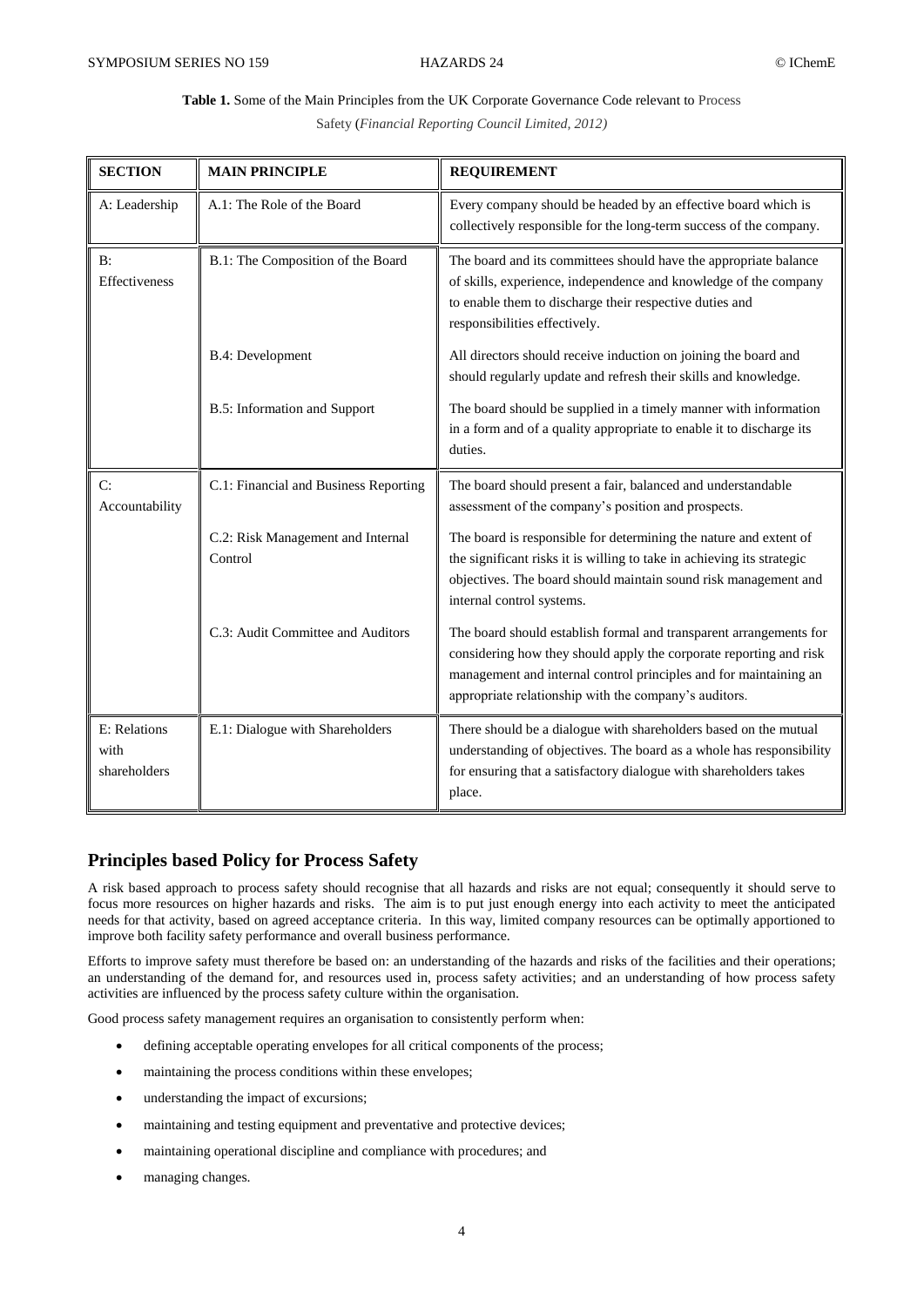**Table 1.** Some of the Main Principles from the UK Corporate Governance Code relevant to Process Safety (*Financial Reporting Council Limited, 2012)*

| SECTION | MAIN PRINCIPLE | REQUIREMENT |
|---|---|---|
| A: Leadership | A.1: The Role of the Board | Every company should be headed by an effective board which is collectively responsible for the long-term success of the company. |
| B: Effectiveness | B.1: The Composition of the Board | The board and its committees should have the appropriate balance of skills, experience, independence and knowledge of the company to enable them to discharge their respective duties and responsibilities effectively. |
| | B.4: Development | All directors should receive induction on joining the board and should regularly update and refresh their skills and knowledge. |
| | B.5: Information and Support | The board should be supplied in a timely manner with information in a form and of a quality appropriate to enable it to discharge its duties. |
| C: Accountability | C.1: Financial and Business Reporting | The board should present a fair, balanced and understandable assessment of the company's position and prospects. |
| | C.2: Risk Management and Internal Control | The board is responsible for determining the nature and extent of the significant risks it is willing to take in achieving its strategic objectives. The board should maintain sound risk management and internal control systems. |
| | C.3: Audit Committee and Auditors | The board should establish formal and transparent arrangements for considering how they should apply the corporate reporting and risk management and internal control principles and for maintaining an appropriate relationship with the company's auditors. |
| E: Relations with shareholders | E.1: Dialogue with Shareholders | There should be a dialogue with shareholders based on the mutual understanding of objectives. The board as a whole has responsibility for ensuring that a satisfactory dialogue with shareholders takes place. |

## Principles based Policy for Process Safety

A risk based approach to process safety should recognise that all hazards and risks are not equal; consequently it should serve to focus more resources on higher hazards and risks. The aim is to put just enough energy into each activity to meet the anticipated needs for that activity, based on agreed acceptance criteria. In this way, limited company resources can be optimally apportioned to improve both facility safety performance and overall business performance.

Efforts to improve safety must therefore be based on: an understanding of the hazards and risks of the facilities and their operations; an understanding of the demand for, and resources used in, process safety activities; and an understanding of how process safety activities are influenced by the process safety culture within the organisation.

Good process safety management requires an organisation to consistently perform when:

- defining acceptable operating envelopes for all critical components of the process;
- maintaining the process conditions within these envelopes;
- understanding the impact of excursions;
- maintaining and testing equipment and preventative and protective devices;
- maintaining operational discipline and compliance with procedures; and
- managing changes.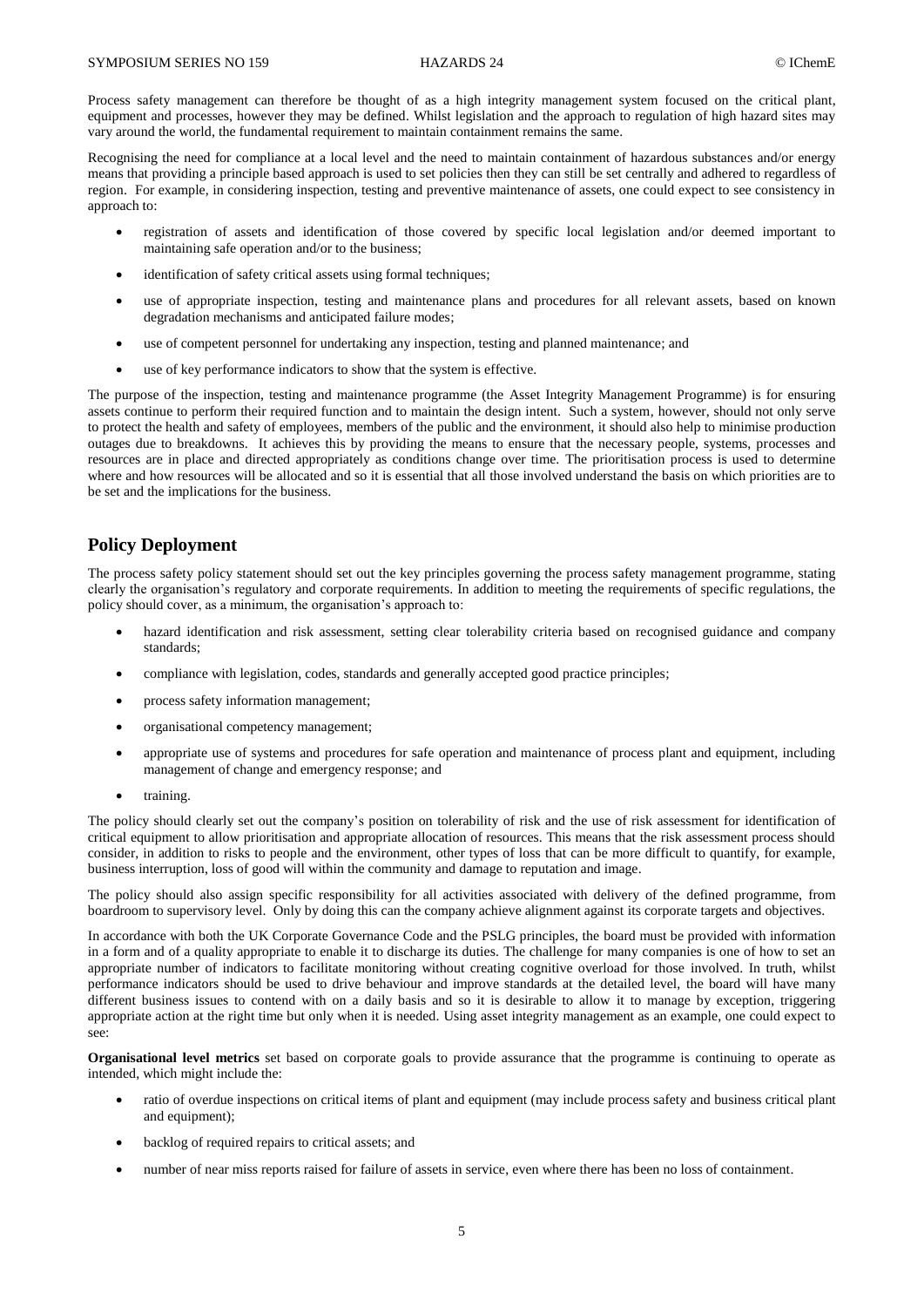Process safety management can therefore be thought of as a high integrity management system focused on the critical plant, equipment and processes, however they may be defined. Whilst legislation and the approach to regulation of high hazard sites may vary around the world, the fundamental requirement to maintain containment remains the same.

Recognising the need for compliance at a local level and the need to maintain containment of hazardous substances and/or energy means that providing a principle based approach is used to set policies then they can still be set centrally and adhered to regardless of region. For example, in considering inspection, testing and preventive maintenance of assets, one could expect to see consistency in approach to:

- registration of assets and identification of those covered by specific local legislation and/or deemed important to maintaining safe operation and/or to the business;
- identification of safety critical assets using formal techniques;
- use of appropriate inspection, testing and maintenance plans and procedures for all relevant assets, based on known degradation mechanisms and anticipated failure modes;
- use of competent personnel for undertaking any inspection, testing and planned maintenance; and
- use of key performance indicators to show that the system is effective.

The purpose of the inspection, testing and maintenance programme (the Asset Integrity Management Programme) is for ensuring assets continue to perform their required function and to maintain the design intent. Such a system, however, should not only serve to protect the health and safety of employees, members of the public and the environment, it should also help to minimise production outages due to breakdowns. It achieves this by providing the means to ensure that the necessary people, systems, processes and resources are in place and directed appropriately as conditions change over time. The prioritisation process is used to determine where and how resources will be allocated and so it is essential that all those involved understand the basis on which priorities are to be set and the implications for the business.

## Policy Deployment

The process safety policy statement should set out the key principles governing the process safety management programme, stating clearly the organisation's regulatory and corporate requirements. In addition to meeting the requirements of specific regulations, the policy should cover, as a minimum, the organisation's approach to:

- hazard identification and risk assessment, setting clear tolerability criteria based on recognised guidance and company standards;
- compliance with legislation, codes, standards and generally accepted good practice principles;
- process safety information management;
- organisational competency management;
- appropriate use of systems and procedures for safe operation and maintenance of process plant and equipment, including management of change and emergency response; and
- training.

The policy should clearly set out the company's position on tolerability of risk and the use of risk assessment for identification of critical equipment to allow prioritisation and appropriate allocation of resources. This means that the risk assessment process should consider, in addition to risks to people and the environment, other types of loss that can be more difficult to quantify, for example, business interruption, loss of good will within the community and damage to reputation and image.

The policy should also assign specific responsibility for all activities associated with delivery of the defined programme, from boardroom to supervisory level. Only by doing this can the company achieve alignment against its corporate targets and objectives.

In accordance with both the UK Corporate Governance Code and the PSLG principles, the board must be provided with information in a form and of a quality appropriate to enable it to discharge its duties. The challenge for many companies is one of how to set an appropriate number of indicators to facilitate monitoring without creating cognitive overload for those involved. In truth, whilst performance indicators should be used to drive behaviour and improve standards at the detailed level, the board will have many different business issues to contend with on a daily basis and so it is desirable to allow it to manage by exception, triggering appropriate action at the right time but only when it is needed. Using asset integrity management as an example, one could expect to see:

**Organisational level metrics** set based on corporate goals to provide assurance that the programme is continuing to operate as intended, which might include the:

- ratio of overdue inspections on critical items of plant and equipment (may include process safety and business critical plant and equipment);
- backlog of required repairs to critical assets; and
- number of near miss reports raised for failure of assets in service, even where there has been no loss of containment.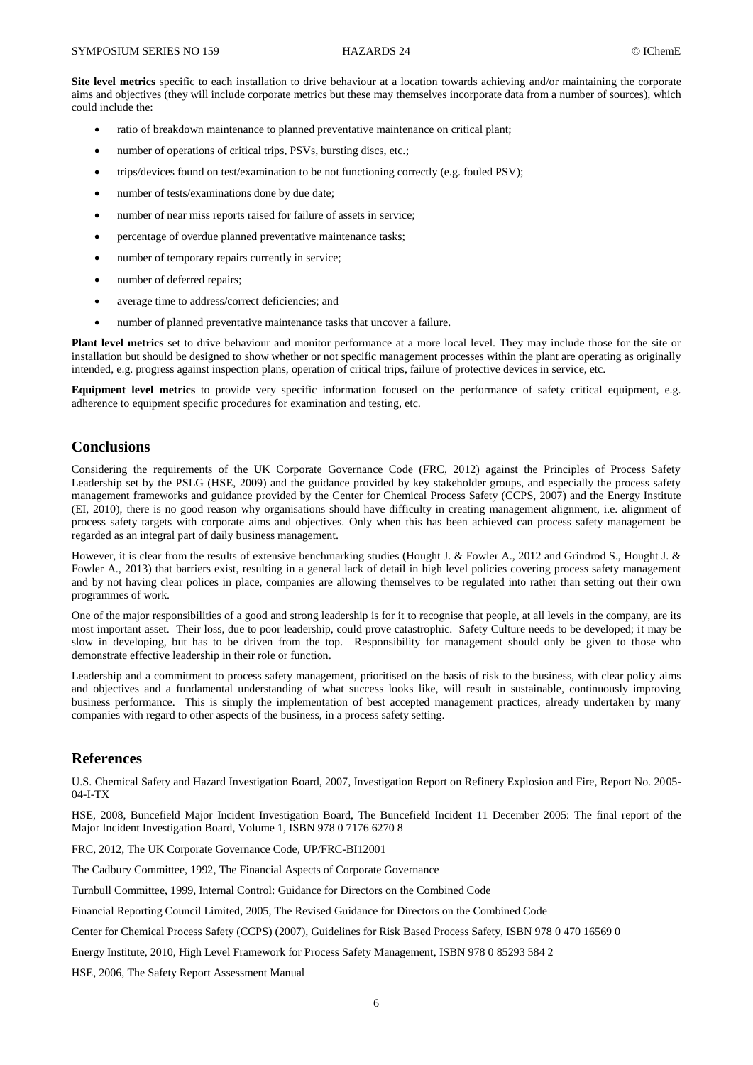**Site level metrics** specific to each installation to drive behaviour at a location towards achieving and/or maintaining the corporate aims and objectives (they will include corporate metrics but these may themselves incorporate data from a number of sources), which could include the:

- ratio of breakdown maintenance to planned preventative maintenance on critical plant;
- number of operations of critical trips, PSVs, bursting discs, etc.;
- trips/devices found on test/examination to be not functioning correctly (e.g. fouled PSV);
- number of tests/examinations done by due date;
- number of near miss reports raised for failure of assets in service;
- percentage of overdue planned preventative maintenance tasks;
- number of temporary repairs currently in service;
- number of deferred repairs;
- average time to address/correct deficiencies; and
- number of planned preventative maintenance tasks that uncover a failure.

**Plant level metrics** set to drive behaviour and monitor performance at a more local level. They may include those for the site or installation but should be designed to show whether or not specific management processes within the plant are operating as originally intended, e.g. progress against inspection plans, operation of critical trips, failure of protective devices in service, etc.

**Equipment level metrics** to provide very specific information focused on the performance of safety critical equipment, e.g. adherence to equipment specific procedures for examination and testing, etc.

## Conclusions

Considering the requirements of the UK Corporate Governance Code (FRC, 2012) against the Principles of Process Safety Leadership set by the PSLG (HSE, 2009) and the guidance provided by key stakeholder groups, and especially the process safety management frameworks and guidance provided by the Center for Chemical Process Safety (CCPS, 2007) and the Energy Institute (EI, 2010), there is no good reason why organisations should have difficulty in creating management alignment, i.e. alignment of process safety targets with corporate aims and objectives. Only when this has been achieved can process safety management be regarded as an integral part of daily business management.

However, it is clear from the results of extensive benchmarking studies (Hought J. & Fowler A., 2012 and Grindrod S., Hought J. & Fowler A., 2013) that barriers exist, resulting in a general lack of detail in high level policies covering process safety management and by not having clear polices in place, companies are allowing themselves to be regulated into rather than setting out their own programmes of work.

One of the major responsibilities of a good and strong leadership is for it to recognise that people, at all levels in the company, are its most important asset. Their loss, due to poor leadership, could prove catastrophic. Safety Culture needs to be developed; it may be slow in developing, but has to be driven from the top. Responsibility for management should only be given to those who demonstrate effective leadership in their role or function.

Leadership and a commitment to process safety management, prioritised on the basis of risk to the business, with clear policy aims and objectives and a fundamental understanding of what success looks like, will result in sustainable, continuously improving business performance. This is simply the implementation of best accepted management practices, already undertaken by many companies with regard to other aspects of the business, in a process safety setting.

## References

U.S. Chemical Safety and Hazard Investigation Board, 2007, Investigation Report on Refinery Explosion and Fire, Report No. 2005-04-I-TX

HSE, 2008, Buncefield Major Incident Investigation Board, The Buncefield Incident 11 December 2005: The final report of the Major Incident Investigation Board, Volume 1, ISBN 978 0 7176 6270 8

FRC, 2012, The UK Corporate Governance Code, UP/FRC-BI12001

The Cadbury Committee, 1992, The Financial Aspects of Corporate Governance

Turnbull Committee, 1999, Internal Control: Guidance for Directors on the Combined Code

Financial Reporting Council Limited, 2005, The Revised Guidance for Directors on the Combined Code

Center for Chemical Process Safety (CCPS) (2007), Guidelines for Risk Based Process Safety, ISBN 978 0 470 16569 0

Energy Institute, 2010, High Level Framework for Process Safety Management, ISBN 978 0 85293 584 2

HSE, 2006, The Safety Report Assessment Manual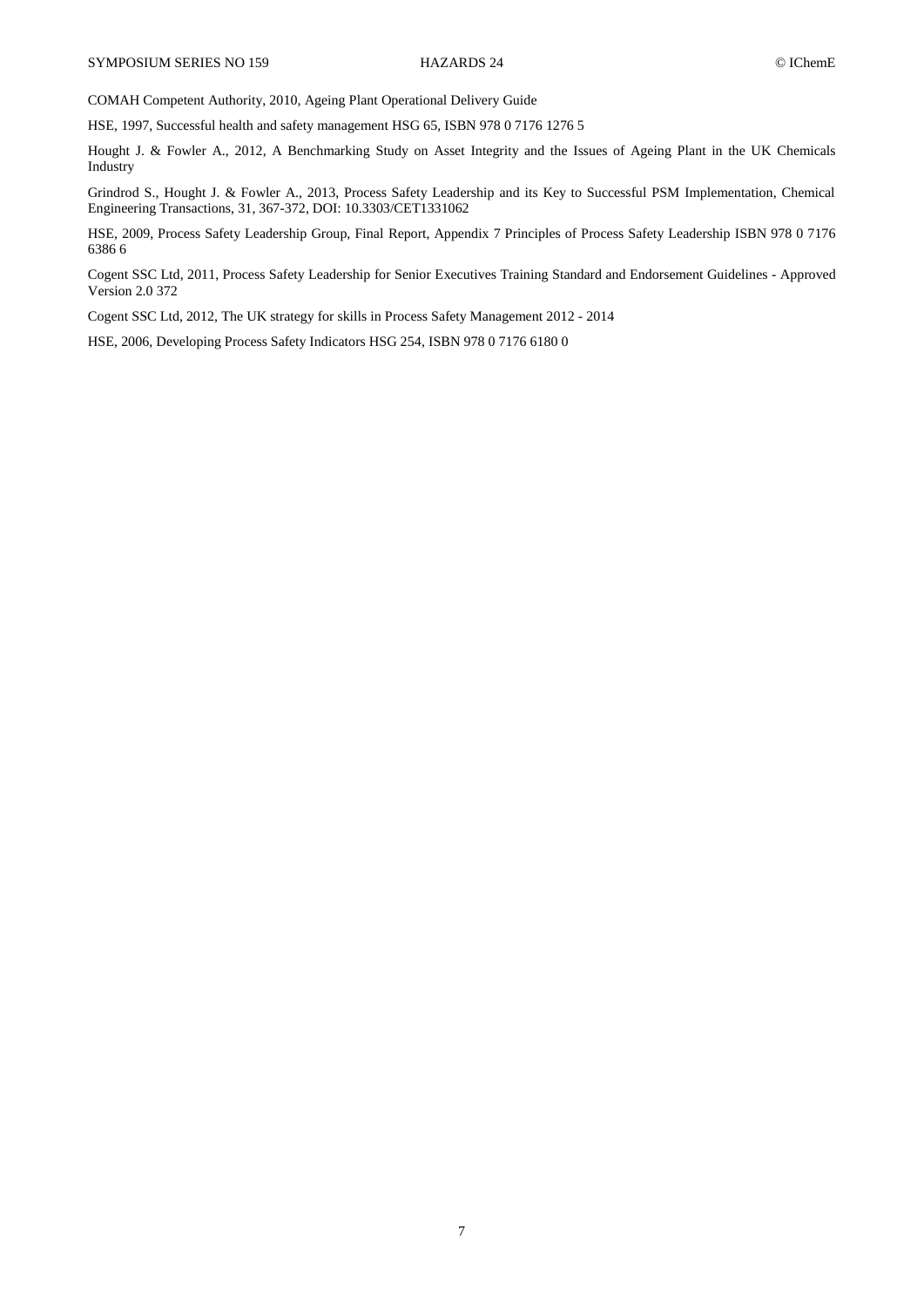COMAH Competent Authority, 2010, Ageing Plant Operational Delivery Guide

HSE, 1997, Successful health and safety management HSG 65, ISBN 978 0 7176 1276 5

Hought J. & Fowler A., 2012, A Benchmarking Study on Asset Integrity and the Issues of Ageing Plant in the UK Chemicals Industry

Grindrod S., Hought J. & Fowler A., 2013, Process Safety Leadership and its Key to Successful PSM Implementation, Chemical Engineering Transactions, 31, 367-372, DOI: 10.3303/CET1331062

HSE, 2009, Process Safety Leadership Group, Final Report, Appendix 7 Principles of Process Safety Leadership ISBN 978 0 7176 6386 6

Cogent SSC Ltd, 2011, Process Safety Leadership for Senior Executives Training Standard and Endorsement Guidelines - Approved Version 2.0 372

Cogent SSC Ltd, 2012, The UK strategy for skills in Process Safety Management 2012 - 2014

HSE, 2006, Developing Process Safety Indicators HSG 254, ISBN 978 0 7176 6180 0